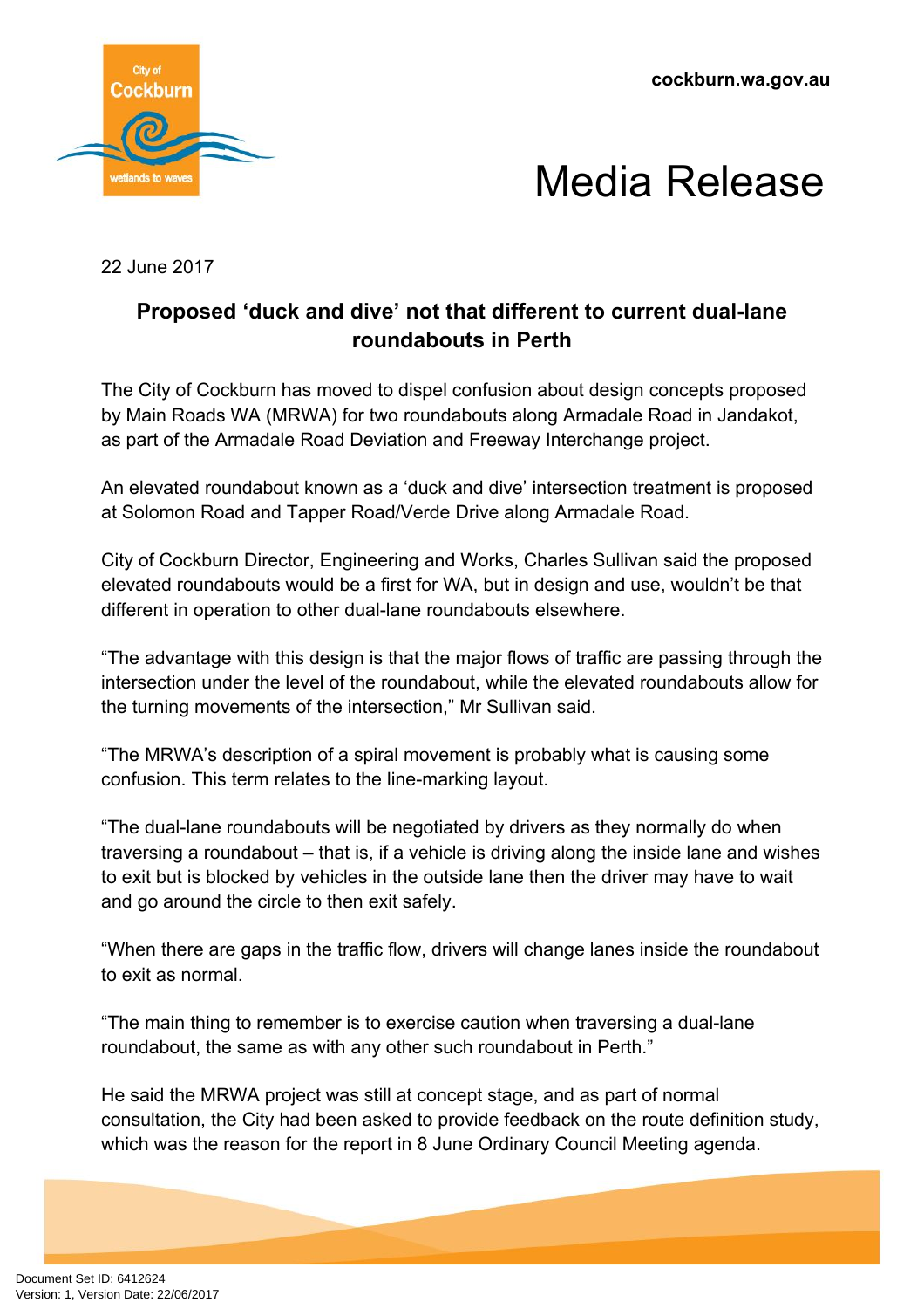cockburn.wa.gov.au

# Media Release

22 June 2017

## Proposed 'duck and dive' not that different to current dual-lane roundabouts in Perth

The City of Cockburn has moved to dispel confusion about design concepts proposed by Main Roads WA (MRWA) for two roundabouts along Armadale Road in Jandakot, as part of the Armadale Road Deviation and Freeway Interchange project.

An elevated roundabout known as a 'duck and dive' intersection treatment is proposed at Solomon Road and Tapper Road/Verde Drive along Armadale Road.

City of Cockburn Director, Engineering and Works, Charles Sullivan said the proposed elevated roundabouts would be a first for WA, but in design and use, wouldn't be that different in operation to other dual-lane roundabouts elsewhere.

"The advantage with this design is that the major flows of traffic are passing through the intersection under the level of the roundabout, while the elevated roundabouts allow for the turning movements of the intersection," Mr Sullivan said.

"The MRWA's description of a spiral movement is probably what is causing some confusion. This term relates to the line-marking layout.

"The dual-lane roundabouts will be negotiated by drivers as they normally do when traversing a roundabout – that is, if a vehicle is driving along the inside lane and wishes to exit but is blocked by vehicles in the outside lane then the driver may have to wait and go around the circle to then exit safely.

"When there are gaps in the traffic flow, drivers will change lanes inside the roundabout to exit as normal.

"The main thing to remember is to exercise caution when traversing a dual-lane roundabout, the same as with any other such roundabout in Perth."

He said the MRWA project was still at concept stage, and as part of normal consultation, the City had been asked to provide feedback on the route definition study, which was the reason for the report in 8 June Ordinary Council Meeting agenda.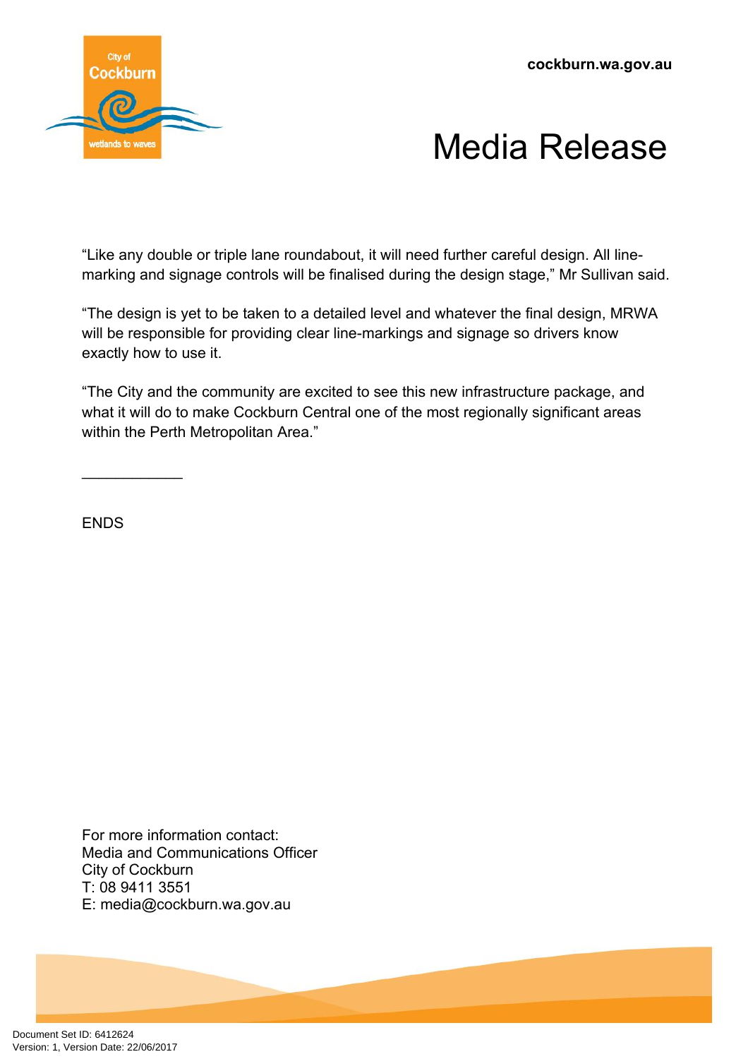"Like any double or triple lane roundabout, it will need further careful design. All line-marking and signage controls will be finalised during the design stage," Mr Sullivan said.

"The design is yet to be taken to a detailed level and whatever the final design, MRWA will be responsible for providing clear line-markings and signage so drivers know exactly how to use it.

"The City and the community are excited to see this new infrastructure package, and what it will do to make Cockburn Central one of the most regionally significant areas within the Perth Metropolitan Area."

___________

ENDS

For more information contact:
Media and Communications Officer
City of Cockburn
T: 08 9411 3551
E: media@cockburn.wa.gov.au